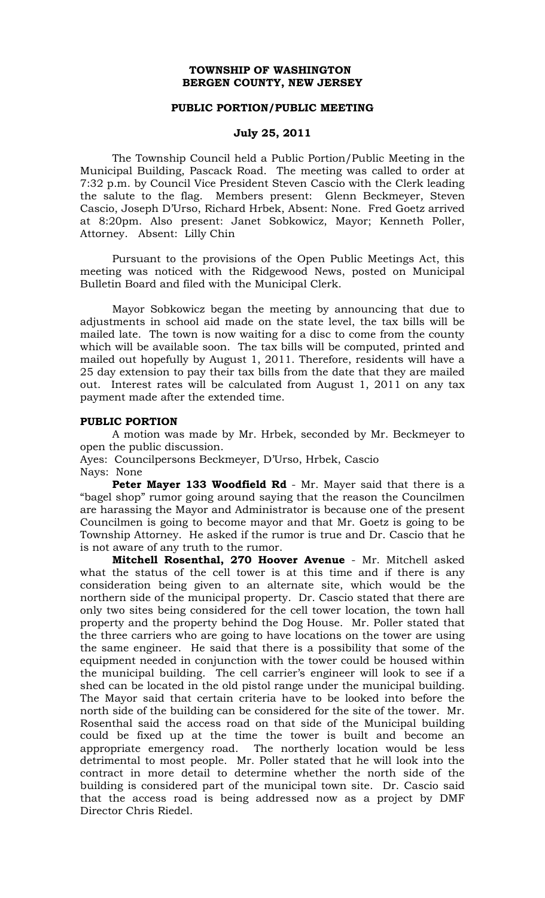**TOWNSHIP OF WASHINGTON**
**BERGEN COUNTY, NEW JERSEY**

**PUBLIC PORTION/PUBLIC MEETING**

**July 25, 2011**

The Township Council held a Public Portion/Public Meeting in the Municipal Building, Pascack Road. The meeting was called to order at 7:32 p.m. by Council Vice President Steven Cascio with the Clerk leading the salute to the flag. Members present: Glenn Beckmeyer, Steven Cascio, Joseph D'Urso, Richard Hrbek, Absent: None. Fred Goetz arrived at 8:20pm. Also present: Janet Sobkowicz, Mayor; Kenneth Poller, Attorney. Absent: Lilly Chin

Pursuant to the provisions of the Open Public Meetings Act, this meeting was noticed with the Ridgewood News, posted on Municipal Bulletin Board and filed with the Municipal Clerk.

Mayor Sobkowicz began the meeting by announcing that due to adjustments in school aid made on the state level, the tax bills will be mailed late. The town is now waiting for a disc to come from the county which will be available soon. The tax bills will be computed, printed and mailed out hopefully by August 1, 2011. Therefore, residents will have a 25 day extension to pay their tax bills from the date that they are mailed out. Interest rates will be calculated from August 1, 2011 on any tax payment made after the extended time.

**PUBLIC PORTION**

A motion was made by Mr. Hrbek, seconded by Mr. Beckmeyer to open the public discussion.

Ayes: Councilpersons Beckmeyer, D'Urso, Hrbek, Cascio
Nays: None

**Peter Mayer 133 Woodfield Rd** - Mr. Mayer said that there is a "bagel shop" rumor going around saying that the reason the Councilmen are harassing the Mayor and Administrator is because one of the present Councilmen is going to become mayor and that Mr. Goetz is going to be Township Attorney. He asked if the rumor is true and Dr. Cascio that he is not aware of any truth to the rumor.

**Mitchell Rosenthal, 270 Hoover Avenue** - Mr. Mitchell asked what the status of the cell tower is at this time and if there is any consideration being given to an alternate site, which would be the northern side of the municipal property. Dr. Cascio stated that there are only two sites being considered for the cell tower location, the town hall property and the property behind the Dog House. Mr. Poller stated that the three carriers who are going to have locations on the tower are using the same engineer. He said that there is a possibility that some of the equipment needed in conjunction with the tower could be housed within the municipal building. The cell carrier's engineer will look to see if a shed can be located in the old pistol range under the municipal building. The Mayor said that certain criteria have to be looked into before the north side of the building can be considered for the site of the tower. Mr. Rosenthal said the access road on that side of the Municipal building could be fixed up at the time the tower is built and become an appropriate emergency road. The northerly location would be less detrimental to most people. Mr. Poller stated that he will look into the contract in more detail to determine whether the north side of the building is considered part of the municipal town site. Dr. Cascio said that the access road is being addressed now as a project by DMF Director Chris Riedel.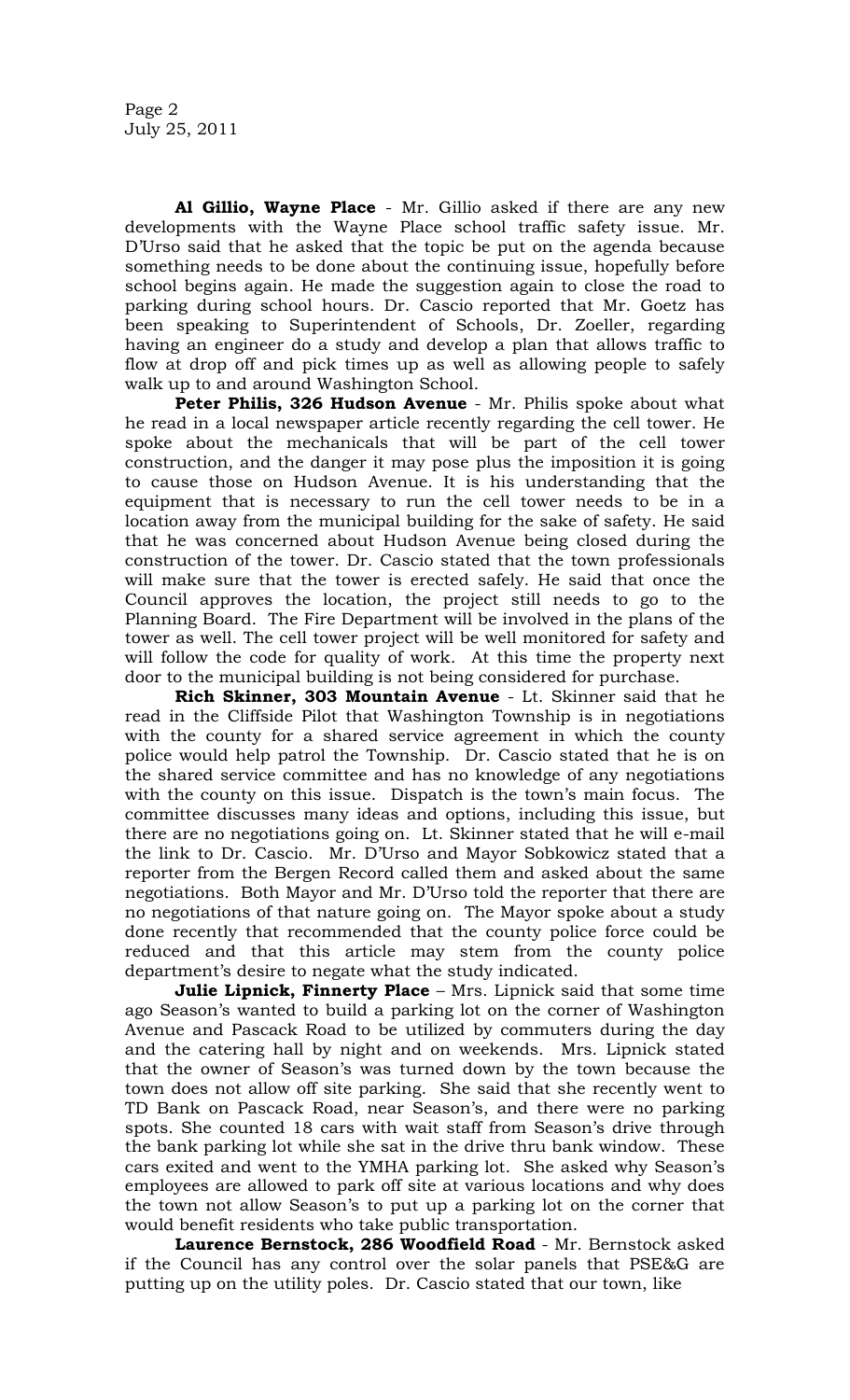**Al Gillio, Wayne Place** - Mr. Gillio asked if there are any new developments with the Wayne Place school traffic safety issue. Mr. D'Urso said that he asked that the topic be put on the agenda because something needs to be done about the continuing issue, hopefully before school begins again. He made the suggestion again to close the road to parking during school hours. Dr. Cascio reported that Mr. Goetz has been speaking to Superintendent of Schools, Dr. Zoeller, regarding having an engineer do a study and develop a plan that allows traffic to flow at drop off and pick times up as well as allowing people to safely walk up to and around Washington School.

**Peter Philis, 326 Hudson Avenue** - Mr. Philis spoke about what he read in a local newspaper article recently regarding the cell tower. He spoke about the mechanicals that will be part of the cell tower construction, and the danger it may pose plus the imposition it is going to cause those on Hudson Avenue. It is his understanding that the equipment that is necessary to run the cell tower needs to be in a location away from the municipal building for the sake of safety. He said that he was concerned about Hudson Avenue being closed during the construction of the tower. Dr. Cascio stated that the town professionals will make sure that the tower is erected safely. He said that once the Council approves the location, the project still needs to go to the Planning Board. The Fire Department will be involved in the plans of the tower as well. The cell tower project will be well monitored for safety and will follow the code for quality of work. At this time the property next door to the municipal building is not being considered for purchase.

**Rich Skinner, 303 Mountain Avenue** - Lt. Skinner said that he read in the Cliffside Pilot that Washington Township is in negotiations with the county for a shared service agreement in which the county police would help patrol the Township. Dr. Cascio stated that he is on the shared service committee and has no knowledge of any negotiations with the county on this issue. Dispatch is the town's main focus. The committee discusses many ideas and options, including this issue, but there are no negotiations going on. Lt. Skinner stated that he will e-mail the link to Dr. Cascio. Mr. D'Urso and Mayor Sobkowicz stated that a reporter from the Bergen Record called them and asked about the same negotiations. Both Mayor and Mr. D'Urso told the reporter that there are no negotiations of that nature going on. The Mayor spoke about a study done recently that recommended that the county police force could be reduced and that this article may stem from the county police department's desire to negate what the study indicated.

**Julie Lipnick, Finnerty Place** – Mrs. Lipnick said that some time ago Season's wanted to build a parking lot on the corner of Washington Avenue and Pascack Road to be utilized by commuters during the day and the catering hall by night and on weekends. Mrs. Lipnick stated that the owner of Season's was turned down by the town because the town does not allow off site parking. She said that she recently went to TD Bank on Pascack Road, near Season's, and there were no parking spots. She counted 18 cars with wait staff from Season's drive through the bank parking lot while she sat in the drive thru bank window. These cars exited and went to the YMHA parking lot. She asked why Season's employees are allowed to park off site at various locations and why does the town not allow Season's to put up a parking lot on the corner that would benefit residents who take public transportation.

**Laurence Bernstock, 286 Woodfield Road** - Mr. Bernstock asked if the Council has any control over the solar panels that PSE&G are putting up on the utility poles. Dr. Cascio stated that our town, like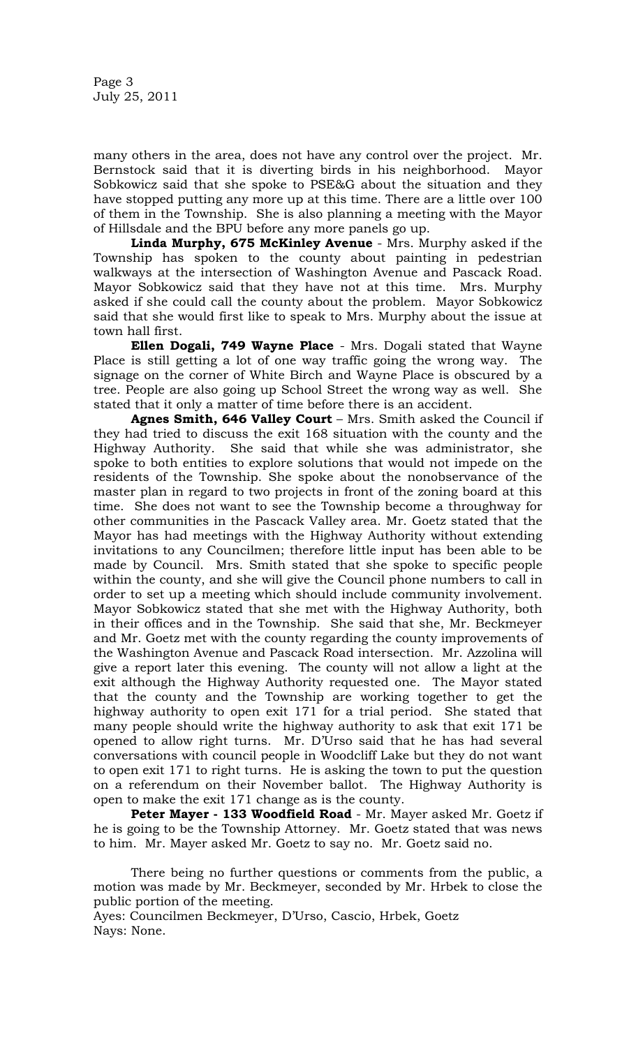many others in the area, does not have any control over the project. Mr. Bernstock said that it is diverting birds in his neighborhood. Mayor Sobkowicz said that she spoke to PSE&G about the situation and they have stopped putting any more up at this time. There are a little over 100 of them in the Township. She is also planning a meeting with the Mayor of Hillsdale and the BPU before any more panels go up.

**Linda Murphy, 675 McKinley Avenue** - Mrs. Murphy asked if the Township has spoken to the county about painting in pedestrian walkways at the intersection of Washington Avenue and Pascack Road. Mayor Sobkowicz said that they have not at this time. Mrs. Murphy asked if she could call the county about the problem. Mayor Sobkowicz said that she would first like to speak to Mrs. Murphy about the issue at town hall first.

**Ellen Dogali, 749 Wayne Place** - Mrs. Dogali stated that Wayne Place is still getting a lot of one way traffic going the wrong way. The signage on the corner of White Birch and Wayne Place is obscured by a tree. People are also going up School Street the wrong way as well. She stated that it only a matter of time before there is an accident.

**Agnes Smith, 646 Valley Court** – Mrs. Smith asked the Council if they had tried to discuss the exit 168 situation with the county and the Highway Authority. She said that while she was administrator, she spoke to both entities to explore solutions that would not impede on the residents of the Township. She spoke about the nonobservance of the master plan in regard to two projects in front of the zoning board at this time. She does not want to see the Township become a throughway for other communities in the Pascack Valley area. Mr. Goetz stated that the Mayor has had meetings with the Highway Authority without extending invitations to any Councilmen; therefore little input has been able to be made by Council. Mrs. Smith stated that she spoke to specific people within the county, and she will give the Council phone numbers to call in order to set up a meeting which should include community involvement. Mayor Sobkowicz stated that she met with the Highway Authority, both in their offices and in the Township. She said that she, Mr. Beckmeyer and Mr. Goetz met with the county regarding the county improvements of the Washington Avenue and Pascack Road intersection. Mr. Azzolina will give a report later this evening. The county will not allow a light at the exit although the Highway Authority requested one. The Mayor stated that the county and the Township are working together to get the highway authority to open exit 171 for a trial period. She stated that many people should write the highway authority to ask that exit 171 be opened to allow right turns. Mr. D'Urso said that he has had several conversations with council people in Woodcliff Lake but they do not want to open exit 171 to right turns. He is asking the town to put the question on a referendum on their November ballot. The Highway Authority is open to make the exit 171 change as is the county.

**Peter Mayer - 133 Woodfield Road** - Mr. Mayer asked Mr. Goetz if he is going to be the Township Attorney. Mr. Goetz stated that was news to him. Mr. Mayer asked Mr. Goetz to say no. Mr. Goetz said no.

There being no further questions or comments from the public, a motion was made by Mr. Beckmeyer, seconded by Mr. Hrbek to close the public portion of the meeting.
Ayes: Councilmen Beckmeyer, D'Urso, Cascio, Hrbek, Goetz
Nays: None.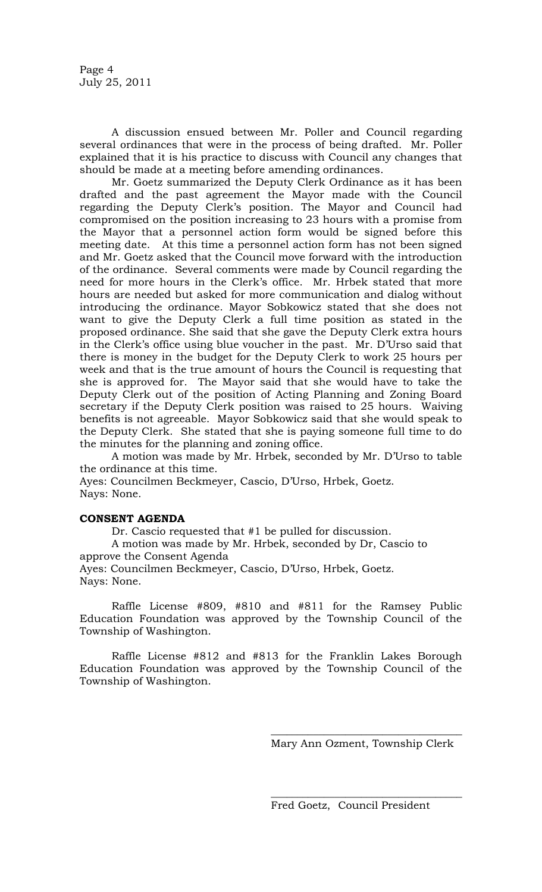A discussion ensued between Mr. Poller and Council regarding several ordinances that were in the process of being drafted. Mr. Poller explained that it is his practice to discuss with Council any changes that should be made at a meeting before amending ordinances.

Mr. Goetz summarized the Deputy Clerk Ordinance as it has been drafted and the past agreement the Mayor made with the Council regarding the Deputy Clerk's position. The Mayor and Council had compromised on the position increasing to 23 hours with a promise from the Mayor that a personnel action form would be signed before this meeting date. At this time a personnel action form has not been signed and Mr. Goetz asked that the Council move forward with the introduction of the ordinance. Several comments were made by Council regarding the need for more hours in the Clerk's office. Mr. Hrbek stated that more hours are needed but asked for more communication and dialog without introducing the ordinance. Mayor Sobkowicz stated that she does not want to give the Deputy Clerk a full time position as stated in the proposed ordinance. She said that she gave the Deputy Clerk extra hours in the Clerk's office using blue voucher in the past. Mr. D'Urso said that there is money in the budget for the Deputy Clerk to work 25 hours per week and that is the true amount of hours the Council is requesting that she is approved for. The Mayor said that she would have to take the Deputy Clerk out of the position of Acting Planning and Zoning Board secretary if the Deputy Clerk position was raised to 25 hours. Waiving benefits is not agreeable. Mayor Sobkowicz said that she would speak to the Deputy Clerk. She stated that she is paying someone full time to do the minutes for the planning and zoning office.

A motion was made by Mr. Hrbek, seconded by Mr. D'Urso to table the ordinance at this time.

Ayes: Councilmen Beckmeyer, Cascio, D'Urso, Hrbek, Goetz.
Nays: None.

**CONSENT AGENDA**

Dr. Cascio requested that #1 be pulled for discussion.

A motion was made by Mr. Hrbek, seconded by Dr, Cascio to approve the Consent Agenda

Ayes: Councilmen Beckmeyer, Cascio, D'Urso, Hrbek, Goetz.
Nays: None.

Raffle License #809, #810 and #811 for the Ramsey Public Education Foundation was approved by the Township Council of the Township of Washington.

Raffle License #812 and #813 for the Franklin Lakes Borough Education Foundation was approved by the Township Council of the Township of Washington.

\_\_\_\_\_\_\_\_\_\_\_\_\_\_\_\_\_\_\_\_\_\_\_\_\_\_\_\_\_\_\_\_\_\_\_

Mary Ann Ozment, Township Clerk

\_\_\_\_\_\_\_\_\_\_\_\_\_\_\_\_\_\_\_\_\_\_\_\_\_\_\_\_\_\_\_\_\_\_\_

Fred Goetz, Council President